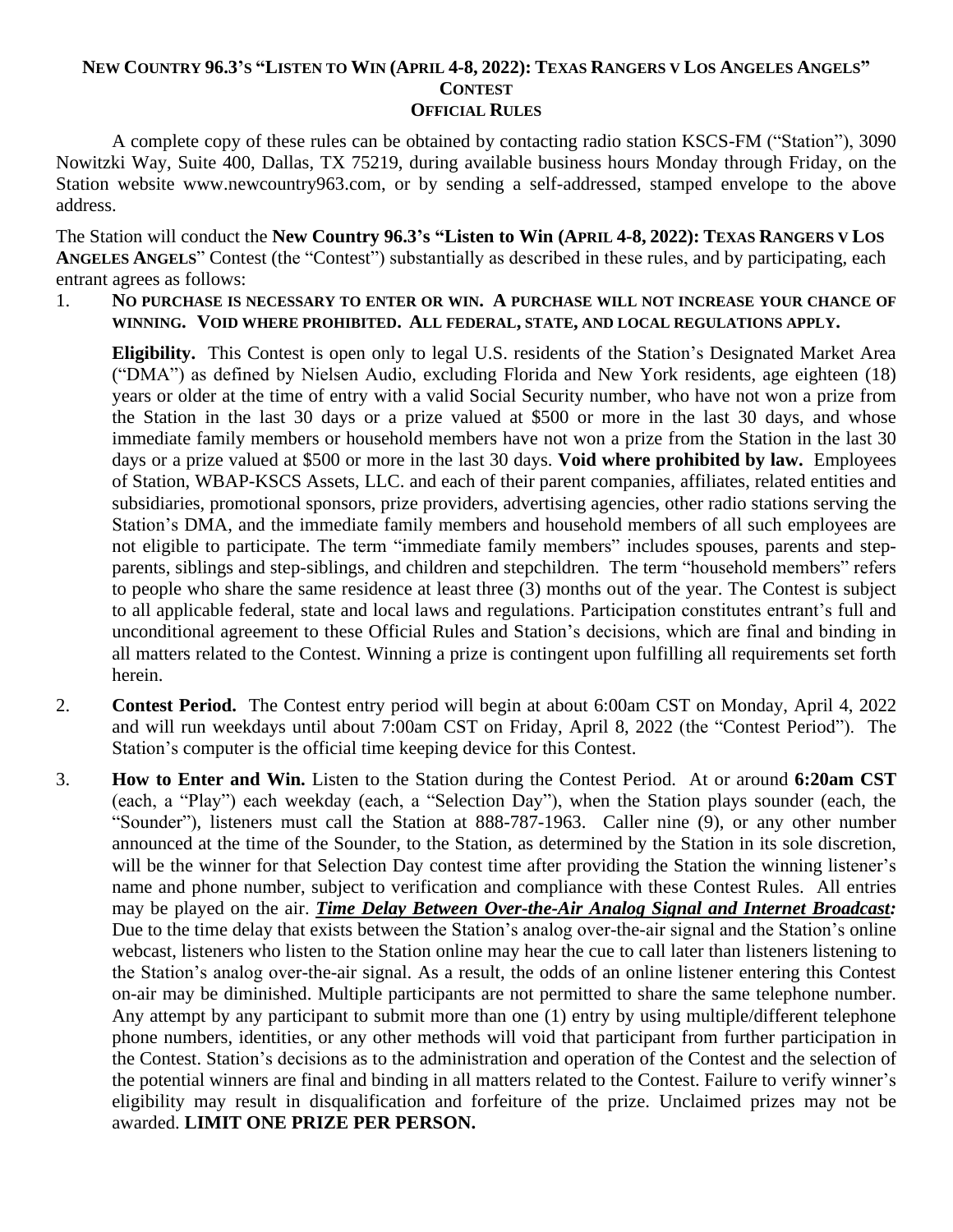# New Country 96.3's "Listen to Win (April 4-8, 2022): Texas Rangers v Los Angeles Angels" Contest
## Official Rules

A complete copy of these rules can be obtained by contacting radio station KSCS-FM ("Station"), 3090 Nowitzki Way, Suite 400, Dallas, TX 75219, during available business hours Monday through Friday, on the Station website www.newcountry963.com, or by sending a self-addressed, stamped envelope to the above address.

The Station will conduct the **New Country 96.3's "Listen to Win (April 4-8, 2022): Texas Rangers v Los Angeles Angels**" Contest (the "Contest") substantially as described in these rules, and by participating, each entrant agrees as follows:

1. **No purchase is necessary to enter or win. A purchase will not increase your chance of winning. Void where prohibited. All federal, state, and local regulations apply.**

   **Eligibility.** This Contest is open only to legal U.S. residents of the Station's Designated Market Area ("DMA") as defined by Nielsen Audio, excluding Florida and New York residents, age eighteen (18) years or older at the time of entry with a valid Social Security number, who have not won a prize from the Station in the last 30 days or a prize valued at $500 or more in the last 30 days, and whose immediate family members or household members have not won a prize from the Station in the last 30 days or a prize valued at $500 or more in the last 30 days. **Void where prohibited by law.** Employees of Station, WBAP-KSCS Assets, LLC. and each of their parent companies, affiliates, related entities and subsidiaries, promotional sponsors, prize providers, advertising agencies, other radio stations serving the Station's DMA, and the immediate family members and household members of all such employees are not eligible to participate. The term "immediate family members" includes spouses, parents and step-parents, siblings and step-siblings, and children and stepchildren. The term "household members" refers to people who share the same residence at least three (3) months out of the year. The Contest is subject to all applicable federal, state and local laws and regulations. Participation constitutes entrant's full and unconditional agreement to these Official Rules and Station's decisions, which are final and binding in all matters related to the Contest. Winning a prize is contingent upon fulfilling all requirements set forth herein.

2. **Contest Period.** The Contest entry period will begin at about 6:00am CST on Monday, April 4, 2022 and will run weekdays until about 7:00am CST on Friday, April 8, 2022 (the "Contest Period"). The Station's computer is the official time keeping device for this Contest.

3. **How to Enter and Win.** Listen to the Station during the Contest Period. At or around **6:20am CST** (each, a "Play") each weekday (each, a "Selection Day"), when the Station plays sounder (each, the "Sounder"), listeners must call the Station at 888-787-1963. Caller nine (9), or any other number announced at the time of the Sounder, to the Station, as determined by the Station in its sole discretion, will be the winner for that Selection Day contest time after providing the Station the winning listener's name and phone number, subject to verification and compliance with these Contest Rules. All entries may be played on the air. ***<u>Time Delay Between Over-the-Air Analog Signal and Internet Broadcast</u>:*** Due to the time delay that exists between the Station's analog over-the-air signal and the Station's online webcast, listeners who listen to the Station online may hear the cue to call later than listeners listening to the Station's analog over-the-air signal. As a result, the odds of an online listener entering this Contest on-air may be diminished. Multiple participants are not permitted to share the same telephone number. Any attempt by any participant to submit more than one (1) entry by using multiple/different telephone phone numbers, identities, or any other methods will void that participant from further participation in the Contest. Station's decisions as to the administration and operation of the Contest and the selection of the potential winners are final and binding in all matters related to the Contest. Failure to verify winner's eligibility may result in disqualification and forfeiture of the prize. Unclaimed prizes may not be awarded. **LIMIT ONE PRIZE PER PERSON.**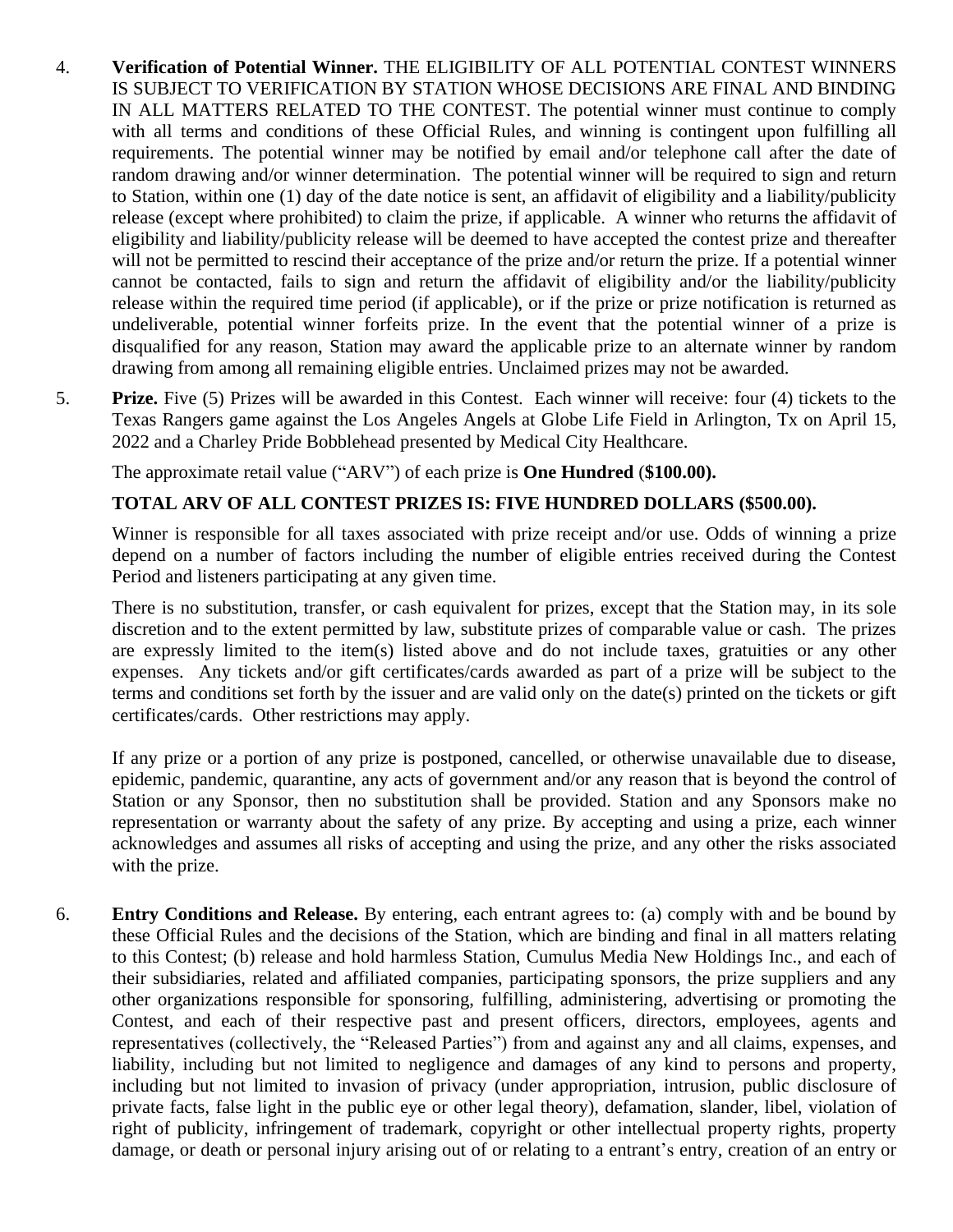4. **Verification of Potential Winner.** THE ELIGIBILITY OF ALL POTENTIAL CONTEST WINNERS IS SUBJECT TO VERIFICATION BY STATION WHOSE DECISIONS ARE FINAL AND BINDING IN ALL MATTERS RELATED TO THE CONTEST. The potential winner must continue to comply with all terms and conditions of these Official Rules, and winning is contingent upon fulfilling all requirements. The potential winner may be notified by email and/or telephone call after the date of random drawing and/or winner determination. The potential winner will be required to sign and return to Station, within one (1) day of the date notice is sent, an affidavit of eligibility and a liability/publicity release (except where prohibited) to claim the prize, if applicable. A winner who returns the affidavit of eligibility and liability/publicity release will be deemed to have accepted the contest prize and thereafter will not be permitted to rescind their acceptance of the prize and/or return the prize. If a potential winner cannot be contacted, fails to sign and return the affidavit of eligibility and/or the liability/publicity release within the required time period (if applicable), or if the prize or prize notification is returned as undeliverable, potential winner forfeits prize. In the event that the potential winner of a prize is disqualified for any reason, Station may award the applicable prize to an alternate winner by random drawing from among all remaining eligible entries. Unclaimed prizes may not be awarded.

5. **Prize.** Five (5) Prizes will be awarded in this Contest. Each winner will receive: four (4) tickets to the Texas Rangers game against the Los Angeles Angels at Globe Life Field in Arlington, Tx on April 15, 2022 and a Charley Pride Bobblehead presented by Medical City Healthcare.

   The approximate retail value ("ARV") of each prize is **One Hundred** (**$100.00).**

   **TOTAL ARV OF ALL CONTEST PRIZES IS: FIVE HUNDRED DOLLARS ($500.00).**

   Winner is responsible for all taxes associated with prize receipt and/or use. Odds of winning a prize depend on a number of factors including the number of eligible entries received during the Contest Period and listeners participating at any given time.

   There is no substitution, transfer, or cash equivalent for prizes, except that the Station may, in its sole discretion and to the extent permitted by law, substitute prizes of comparable value or cash. The prizes are expressly limited to the item(s) listed above and do not include taxes, gratuities or any other expenses. Any tickets and/or gift certificates/cards awarded as part of a prize will be subject to the terms and conditions set forth by the issuer and are valid only on the date(s) printed on the tickets or gift certificates/cards. Other restrictions may apply.

   If any prize or a portion of any prize is postponed, cancelled, or otherwise unavailable due to disease, epidemic, pandemic, quarantine, any acts of government and/or any reason that is beyond the control of Station or any Sponsor, then no substitution shall be provided. Station and any Sponsors make no representation or warranty about the safety of any prize. By accepting and using a prize, each winner acknowledges and assumes all risks of accepting and using the prize, and any other the risks associated with the prize.

6. **Entry Conditions and Release.** By entering, each entrant agrees to: (a) comply with and be bound by these Official Rules and the decisions of the Station, which are binding and final in all matters relating to this Contest; (b) release and hold harmless Station, Cumulus Media New Holdings Inc., and each of their subsidiaries, related and affiliated companies, participating sponsors, the prize suppliers and any other organizations responsible for sponsoring, fulfilling, administering, advertising or promoting the Contest, and each of their respective past and present officers, directors, employees, agents and representatives (collectively, the "Released Parties") from and against any and all claims, expenses, and liability, including but not limited to negligence and damages of any kind to persons and property, including but not limited to invasion of privacy (under appropriation, intrusion, public disclosure of private facts, false light in the public eye or other legal theory), defamation, slander, libel, violation of right of publicity, infringement of trademark, copyright or other intellectual property rights, property damage, or death or personal injury arising out of or relating to a entrant's entry, creation of an entry or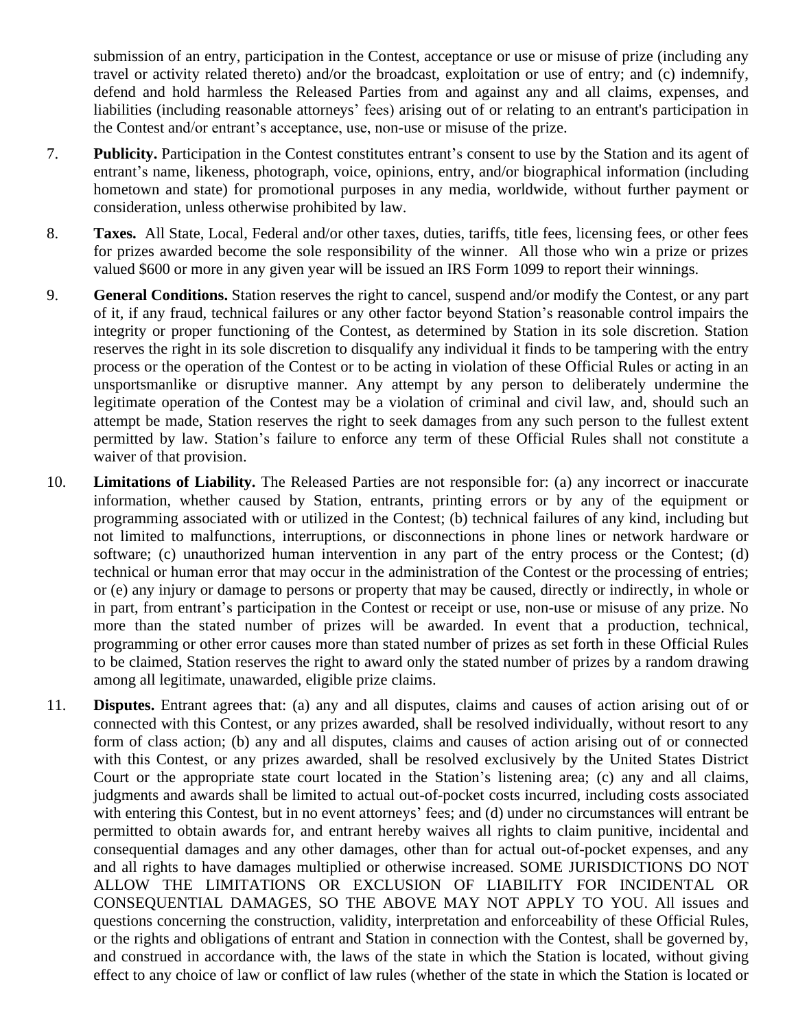submission of an entry, participation in the Contest, acceptance or use or misuse of prize (including any travel or activity related thereto) and/or the broadcast, exploitation or use of entry; and (c) indemnify, defend and hold harmless the Released Parties from and against any and all claims, expenses, and liabilities (including reasonable attorneys' fees) arising out of or relating to an entrant's participation in the Contest and/or entrant's acceptance, use, non-use or misuse of the prize.

7. **Publicity.** Participation in the Contest constitutes entrant's consent to use by the Station and its agent of entrant's name, likeness, photograph, voice, opinions, entry, and/or biographical information (including hometown and state) for promotional purposes in any media, worldwide, without further payment or consideration, unless otherwise prohibited by law.

8. **Taxes.** All State, Local, Federal and/or other taxes, duties, tariffs, title fees, licensing fees, or other fees for prizes awarded become the sole responsibility of the winner. All those who win a prize or prizes valued $600 or more in any given year will be issued an IRS Form 1099 to report their winnings.

9. **General Conditions.** Station reserves the right to cancel, suspend and/or modify the Contest, or any part of it, if any fraud, technical failures or any other factor beyond Station's reasonable control impairs the integrity or proper functioning of the Contest, as determined by Station in its sole discretion. Station reserves the right in its sole discretion to disqualify any individual it finds to be tampering with the entry process or the operation of the Contest or to be acting in violation of these Official Rules or acting in an unsportsmanlike or disruptive manner. Any attempt by any person to deliberately undermine the legitimate operation of the Contest may be a violation of criminal and civil law, and, should such an attempt be made, Station reserves the right to seek damages from any such person to the fullest extent permitted by law. Station's failure to enforce any term of these Official Rules shall not constitute a waiver of that provision.

10. **Limitations of Liability.** The Released Parties are not responsible for: (a) any incorrect or inaccurate information, whether caused by Station, entrants, printing errors or by any of the equipment or programming associated with or utilized in the Contest; (b) technical failures of any kind, including but not limited to malfunctions, interruptions, or disconnections in phone lines or network hardware or software; (c) unauthorized human intervention in any part of the entry process or the Contest; (d) technical or human error that may occur in the administration of the Contest or the processing of entries; or (e) any injury or damage to persons or property that may be caused, directly or indirectly, in whole or in part, from entrant's participation in the Contest or receipt or use, non-use or misuse of any prize. No more than the stated number of prizes will be awarded. In event that a production, technical, programming or other error causes more than stated number of prizes as set forth in these Official Rules to be claimed, Station reserves the right to award only the stated number of prizes by a random drawing among all legitimate, unawarded, eligible prize claims.

11. **Disputes.** Entrant agrees that: (a) any and all disputes, claims and causes of action arising out of or connected with this Contest, or any prizes awarded, shall be resolved individually, without resort to any form of class action; (b) any and all disputes, claims and causes of action arising out of or connected with this Contest, or any prizes awarded, shall be resolved exclusively by the United States District Court or the appropriate state court located in the Station's listening area; (c) any and all claims, judgments and awards shall be limited to actual out-of-pocket costs incurred, including costs associated with entering this Contest, but in no event attorneys' fees; and (d) under no circumstances will entrant be permitted to obtain awards for, and entrant hereby waives all rights to claim punitive, incidental and consequential damages and any other damages, other than for actual out-of-pocket expenses, and any and all rights to have damages multiplied or otherwise increased. SOME JURISDICTIONS DO NOT ALLOW THE LIMITATIONS OR EXCLUSION OF LIABILITY FOR INCIDENTAL OR CONSEQUENTIAL DAMAGES, SO THE ABOVE MAY NOT APPLY TO YOU. All issues and questions concerning the construction, validity, interpretation and enforceability of these Official Rules, or the rights and obligations of entrant and Station in connection with the Contest, shall be governed by, and construed in accordance with, the laws of the state in which the Station is located, without giving effect to any choice of law or conflict of law rules (whether of the state in which the Station is located or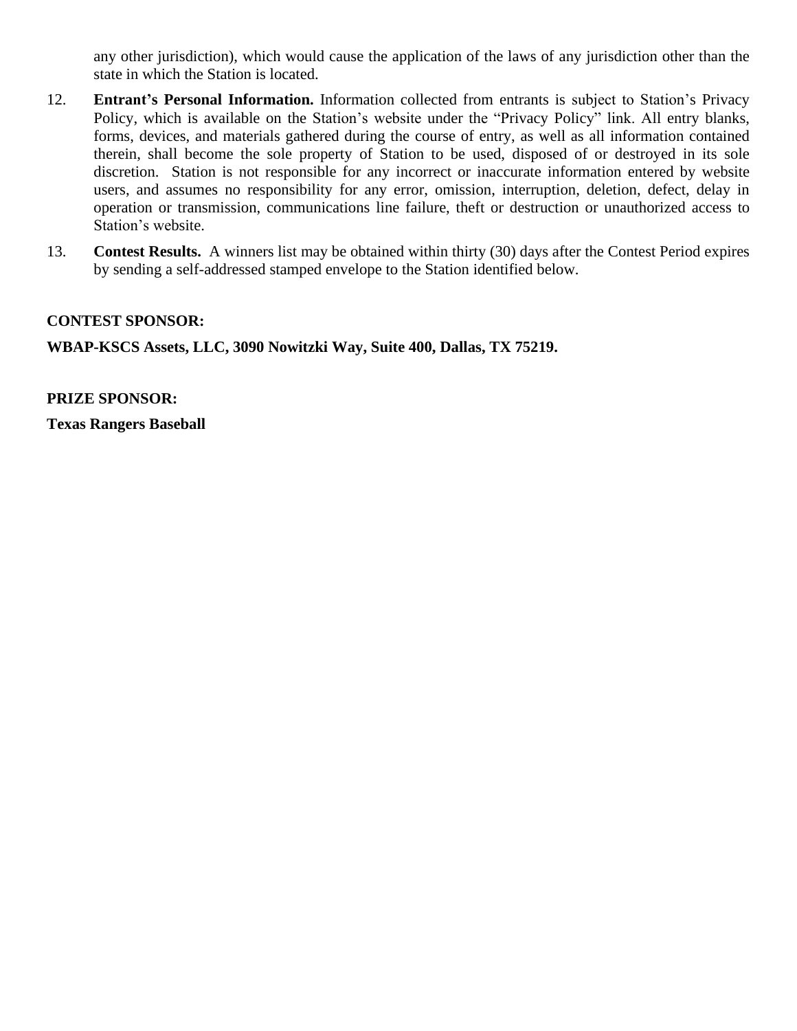any other jurisdiction), which would cause the application of the laws of any jurisdiction other than the state in which the Station is located.

12. **Entrant's Personal Information.** Information collected from entrants is subject to Station's Privacy Policy, which is available on the Station's website under the "Privacy Policy" link. All entry blanks, forms, devices, and materials gathered during the course of entry, as well as all information contained therein, shall become the sole property of Station to be used, disposed of or destroyed in its sole discretion. Station is not responsible for any incorrect or inaccurate information entered by website users, and assumes no responsibility for any error, omission, interruption, deletion, defect, delay in operation or transmission, communications line failure, theft or destruction or unauthorized access to Station's website.

13. **Contest Results.** A winners list may be obtained within thirty (30) days after the Contest Period expires by sending a self-addressed stamped envelope to the Station identified below.

**CONTEST SPONSOR:**

**WBAP-KSCS Assets, LLC, 3090 Nowitzki Way, Suite 400, Dallas, TX 75219.**

**PRIZE SPONSOR:**

**Texas Rangers Baseball**